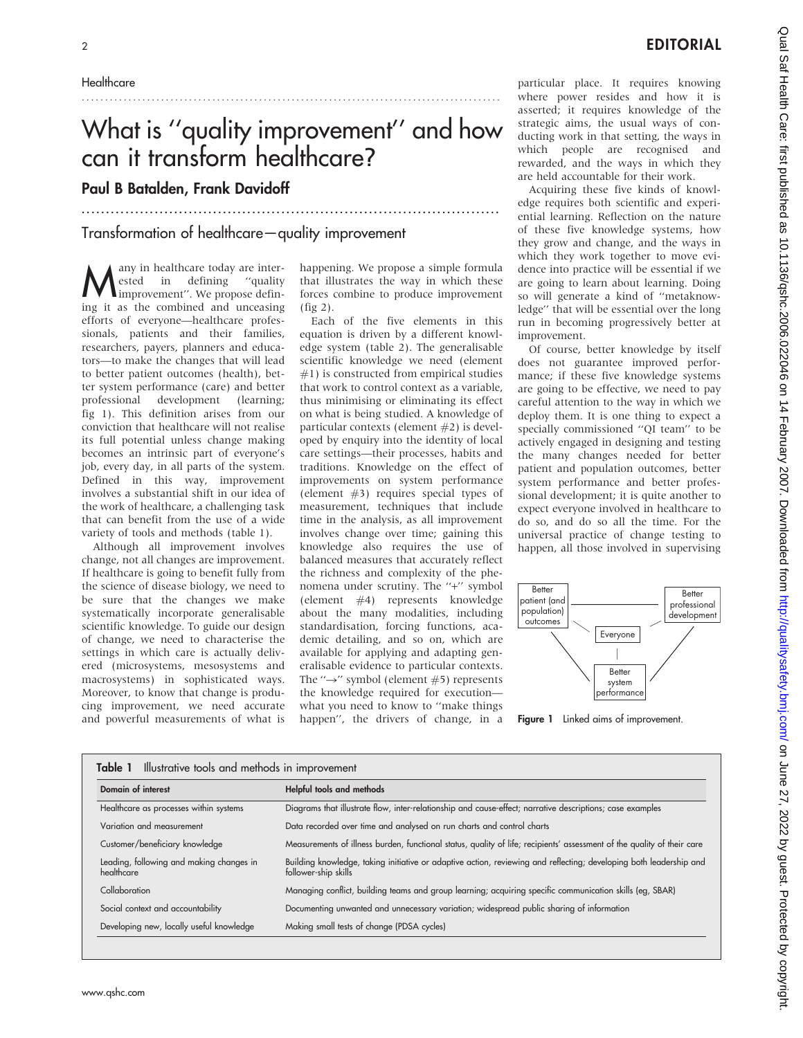Healthcare

# What is "quality improvement" and how can it transform healthcare?

## Paul B Batalden, Frank Davidoff

### Transformation of healthcare—quality improvement

Many in healthcare today are interested in defining "quality improvement". We propose defining it as the combined and unceasing efforts of everyone—healthcare professionals, patients and their families, researchers, payers, planners and educators—to make the changes that will lead to better patient outcomes (health), better system performance (care) and better professional development (learning; fig 1). This definition arises from our conviction that healthcare will not realise its full potential unless change making becomes an intrinsic part of everyone's job, every day, in all parts of the system. Defined in this way, improvement involves a substantial shift in our idea of the work of healthcare, a challenging task that can benefit from the use of a wide variety of tools and methods (table 1).

Although all improvement involves change, not all changes are improvement. If healthcare is going to benefit fully from the science of disease biology, we need to be sure that the changes we make systematically incorporate generalisable scientific knowledge. To guide our design of change, we need to characterise the settings in which care is actually delivered (microsystems, mesosystems and macrosystems) in sophisticated ways. Moreover, to know that change is producing improvement, we need accurate and powerful measurements of what is happening. We propose a simple formula that illustrates the way in which these forces combine to produce improvement (fig 2).

Each of the five elements in this equation is driven by a different knowledge system (table 2). The generalisable scientific knowledge we need (element #1) is constructed from empirical studies that work to control context as a variable, thus minimising or eliminating its effect on what is being studied. A knowledge of particular contexts (element #2) is developed by enquiry into the identity of local care settings—their processes, habits and traditions. Knowledge on the effect of improvements on system performance (element #3) requires special types of measurement, techniques that include time in the analysis, as all improvement involves change over time; gaining this knowledge also requires the use of balanced measures that accurately reflect the richness and complexity of the phenomena under scrutiny. The "+" symbol (element #4) represents knowledge about the many modalities, including standardisation, forcing functions, academic detailing, and so on, which are available for applying and adapting generalisable evidence to particular contexts. The "→" symbol (element #5) represents the knowledge required for execution—what you need to know to "make things happen", the drivers of change, in a particular place. It requires knowing where power resides and how it is asserted; it requires knowledge of the strategic aims, the usual ways of conducting work in that setting, the ways in which people are recognised and rewarded, and the ways in which they are held accountable for their work.

Acquiring these five kinds of knowledge requires both scientific and experiential learning. Reflection on the nature of these five knowledge systems, how they grow and change, and the ways in which they work together to move evidence into practice will be essential if we are going to learn about learning. Doing so will generate a kind of "metaknowledge" that will be essential over the long run in becoming progressively better at improvement.

Of course, better knowledge by itself does not guarantee improved performance; if these five knowledge systems are going to be effective, we need to pay careful attention to the way in which we deploy them. It is one thing to expect a specially commissioned "QI team" to be actively engaged in designing and testing the many changes needed for better patient and population outcomes, better system performance and better professional development; it is quite another to expect everyone involved in healthcare to do so, and do so all the time. For the universal practice of change testing to happen, all those involved in supervising

Better patient (and population) outcomes — Everyone — Better professional development — Better system performance

Figure 1 Linked aims of improvement.

**Table 1** Illustrative tools and methods in improvement

| Domain of interest | Helpful tools and methods |
|---|---|
| Healthcare as processes within systems | Diagrams that illustrate flow, inter-relationship and cause-effect; narrative descriptions; case examples |
| Variation and measurement | Data recorded over time and analysed on run charts and control charts |
| Customer/beneficiary knowledge | Measurements of illness burden, functional status, quality of life; recipients' assessment of the quality of their care |
| Leading, following and making changes in healthcare | Building knowledge, taking initiative or adaptive action, reviewing and reflecting; developing both leadership and follower-ship skills |
| Collaboration | Managing conflict, building teams and group learning; acquiring specific communication skills (eg, SBAR) |
| Social context and accountability | Documenting unwanted and unnecessary variation; widespread public sharing of information |
| Developing new, locally useful knowledge | Making small tests of change (PDSA cycles) |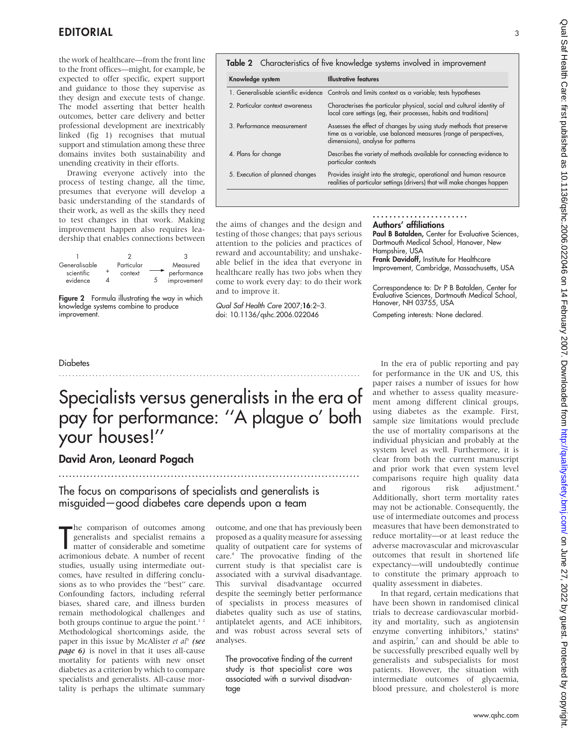the work of healthcare—from the front line to the front offices—might, for example, be expected to offer specific, expert support and guidance to those they supervise as they design and execute tests of change. The model asserting that better health outcomes, better care delivery and better professional development are inextricably linked (fig 1) recognises that mutual support and stimulation among these three domains invites both sustainability and unending creativity in their efforts.

Drawing everyone actively into the process of testing change, all the time, presumes that everyone will develop a basic understanding of the standards of their work, as well as the skills they need to test changes in that work. Making improvement happen also requires leadership that enables connections between the aims of changes and the design and testing of those changes; that pays serious attention to the policies and practices of reward and accountability; and unshakeable belief in the idea that everyone in healthcare really has two jobs when they come to work every day: to do their work and to improve it.

1 Generalisable scientific evidence + 2 Particular context → 3 Measured performance improvement

4 5

**Figure 2** Formula illustrating the way in which knowledge systems combine to produce improvement.

**Table 2** Characteristics of five knowledge systems involved in improvement

| Knowledge system | Illustrative features |
|---|---|
| 1. Generalisable scientific evidence | Controls and limits context as a variable; tests hypotheses |
| 2. Particular context awareness | Characterises the particular physical, social and cultural identity of local care settings (eg, their processes, habits and traditions) |
| 3. Performance measurement | Assesses the effect of changes by using study methods that preserve time as a variable, use balanced measures (range of perspectives, dimensions), analyse for patterns |
| 4. Plans for change | Describes the variety of methods available for connecting evidence to particular contexts |
| 5. Execution of planned changes | Provides insight into the strategic, operational and human resource realities of particular settings (drivers) that will make changes happen |

*Qual Saf Health Care* 2007;**16**:2–3.
doi: 10.1136/qshc.2006.022046

**Authors' affiliations**

**Paul B Batalden,** Center for Evaluative Sciences, Dartmouth Medical School, Hanover, New Hampshire, USA

**Frank Davidoff,** Institute for Healthcare Improvement, Cambridge, Massachusetts, USA

Correspondence to: Dr P B Batalden, Center for Evaluative Sciences, Dartmouth Medical School, Hanover, NH 03755, USA

Competing interests: None declared.

Diabetes

# Specialists versus generalists in the era of pay for performance: "A plague o' both your houses!"

## David Aron, Leonard Pogach

### The focus on comparisons of specialists and generalists is misguided—good diabetes care depends upon a team

The comparison of outcomes among generalists and specialist remains a matter of considerable and sometime acrimonious debate. A number of recent studies, usually using intermediate outcomes, have resulted in differing conclusions as to who provides the "best" care. Confounding factors, including referral biases, shared care, and illness burden remain methodological challenges and both groups continue to argue the point.[1 2] Methodological shortcomings aside, the paper in this issue by McAlister *et al*[3] ***(see page 6)*** is novel in that it uses all-cause mortality for patients with new onset diabetes as a criterion by which to compare specialists and generalists. All-cause mortality is perhaps the ultimate summary outcome, and one that has previously been proposed as a quality measure for assessing quality of outpatient care for systems of care.[4] The provocative finding of the current study is that specialist care is associated with a survival disadvantage. This survival disadvantage occurred despite the seemingly better performance of specialists in process measures of diabetes quality such as use of statins, antiplatelet agents, and ACE inhibitors, and was robust across several sets of analyses.

> The provocative finding of the current study is that specialist care was associated with a survival disadvantage

In the era of public reporting and pay for performance in the UK and US, this paper raises a number of issues for how and whether to assess quality measurement among different clinical groups, using diabetes as the example. First, sample size limitations would preclude the use of mortality comparisons at the individual physician and probably at the system level as well. Furthermore, it is clear from both the current manuscript and prior work that even system level comparisons require high quality data and rigorous risk adjustment.[4] Additionally, short term mortality rates may not be actionable. Consequently, the use of intermediate outcomes and process measures that have been demonstrated to reduce mortality—or at least reduce the adverse macrovascular and microvascular outcomes that result in shortened life expectancy—will undoubtedly continue to constitute the primary approach to quality assessment in diabetes.

In that regard, certain medications that have been shown in randomised clinical trials to decrease cardiovascular morbidity and mortality, such as angiotensin enzyme converting inhibitors,[5] statins[6] and aspirin,[7] can and should be able to be successfully prescribed equally well by generalists and subspecialists for most patients. However, the situation with intermediate outcomes of glycaemia, blood pressure, and cholesterol is more